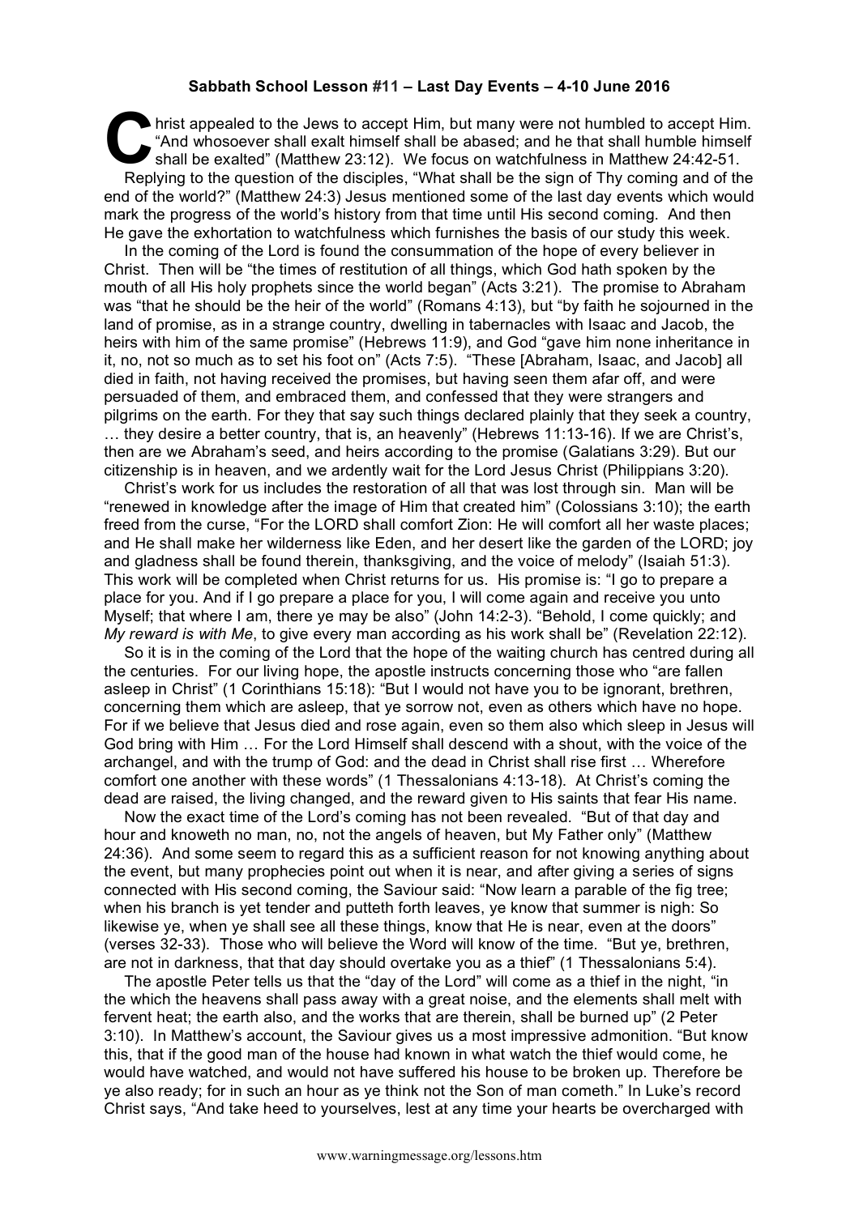**Sabbath School Lesson #11 – Last Day Events – 4-10 June 2016**

Christ appealed to the Jews to accept Him, but many were not humbled to accept Him. "And whosoever shall exalt himself shall be abased; and he that shall humble himself shall be exalted" (Matthew 23:12). We focus on watchfulness in Matthew 24:42-51.

Replying to the question of the disciples, "What shall be the sign of Thy coming and of the end of the world?" (Matthew 24:3) Jesus mentioned some of the last day events which would mark the progress of the world's history from that time until His second coming. And then He gave the exhortation to watchfulness which furnishes the basis of our study this week.

In the coming of the Lord is found the consummation of the hope of every believer in Christ. Then will be "the times of restitution of all things, which God hath spoken by the mouth of all His holy prophets since the world began" (Acts 3:21). The promise to Abraham was "that he should be the heir of the world" (Romans 4:13), but "by faith he sojourned in the land of promise, as in a strange country, dwelling in tabernacles with Isaac and Jacob, the heirs with him of the same promise" (Hebrews 11:9), and God "gave him none inheritance in it, no, not so much as to set his foot on" (Acts 7:5). "These [Abraham, Isaac, and Jacob] all died in faith, not having received the promises, but having seen them afar off, and were persuaded of them, and embraced them, and confessed that they were strangers and pilgrims on the earth. For they that say such things declared plainly that they seek a country, … they desire a better country, that is, an heavenly" (Hebrews 11:13-16). If we are Christ's, then are we Abraham's seed, and heirs according to the promise (Galatians 3:29). But our citizenship is in heaven, and we ardently wait for the Lord Jesus Christ (Philippians 3:20).

Christ's work for us includes the restoration of all that was lost through sin. Man will be "renewed in knowledge after the image of Him that created him" (Colossians 3:10); the earth freed from the curse, "For the LORD shall comfort Zion: He will comfort all her waste places; and He shall make her wilderness like Eden, and her desert like the garden of the LORD; joy and gladness shall be found therein, thanksgiving, and the voice of melody" (Isaiah 51:3). This work will be completed when Christ returns for us. His promise is: "I go to prepare a place for you. And if I go prepare a place for you, I will come again and receive you unto Myself; that where I am, there ye may be also" (John 14:2-3). "Behold, I come quickly; and *My reward is with Me*, to give every man according as his work shall be" (Revelation 22:12).

So it is in the coming of the Lord that the hope of the waiting church has centred during all the centuries. For our living hope, the apostle instructs concerning those who "are fallen asleep in Christ" (1 Corinthians 15:18): "But I would not have you to be ignorant, brethren, concerning them which are asleep, that ye sorrow not, even as others which have no hope. For if we believe that Jesus died and rose again, even so them also which sleep in Jesus will God bring with Him … For the Lord Himself shall descend with a shout, with the voice of the archangel, and with the trump of God: and the dead in Christ shall rise first … Wherefore comfort one another with these words" (1 Thessalonians 4:13-18). At Christ's coming the dead are raised, the living changed, and the reward given to His saints that fear His name.

Now the exact time of the Lord's coming has not been revealed. "But of that day and hour and knoweth no man, no, not the angels of heaven, but My Father only" (Matthew 24:36). And some seem to regard this as a sufficient reason for not knowing anything about the event, but many prophecies point out when it is near, and after giving a series of signs connected with His second coming, the Saviour said: "Now learn a parable of the fig tree; when his branch is yet tender and putteth forth leaves, ye know that summer is nigh: So likewise ye, when ye shall see all these things, know that He is near, even at the doors" (verses 32-33). Those who will believe the Word will know of the time. "But ye, brethren, are not in darkness, that that day should overtake you as a thief" (1 Thessalonians 5:4).

The apostle Peter tells us that the "day of the Lord" will come as a thief in the night, "in the which the heavens shall pass away with a great noise, and the elements shall melt with fervent heat; the earth also, and the works that are therein, shall be burned up" (2 Peter 3:10). In Matthew's account, the Saviour gives us a most impressive admonition. "But know this, that if the good man of the house had known in what watch the thief would come, he would have watched, and would not have suffered his house to be broken up. Therefore be ye also ready; for in such an hour as ye think not the Son of man cometh." In Luke's record Christ says, "And take heed to yourselves, lest at any time your hearts be overcharged with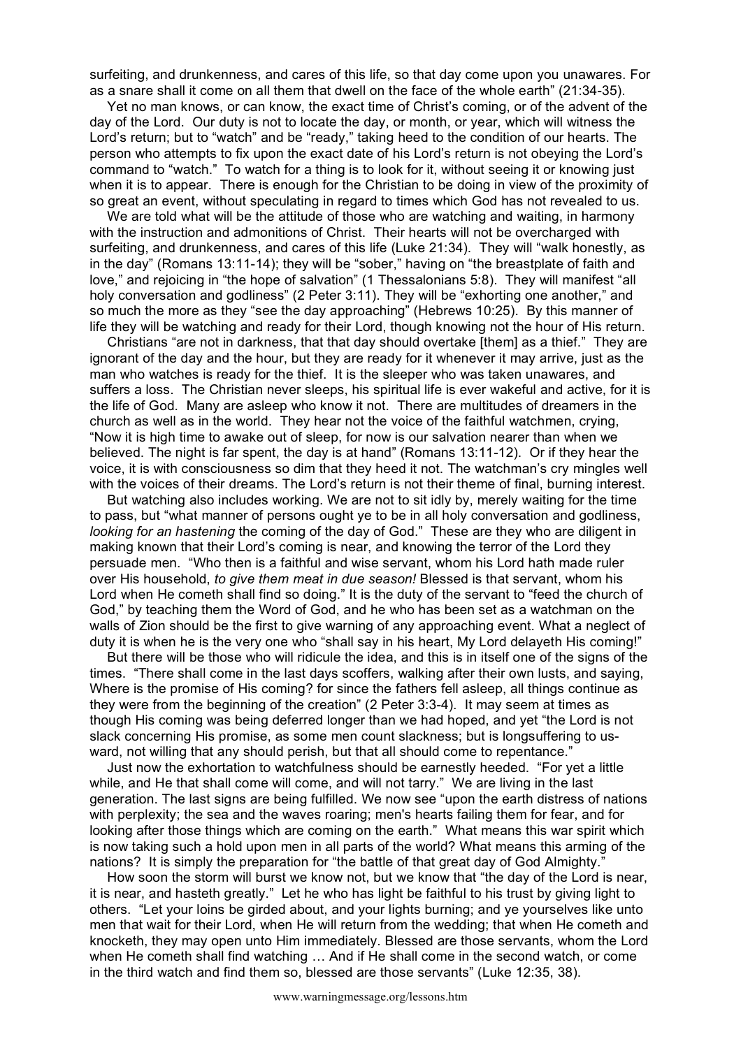surfeiting, and drunkenness, and cares of this life, so that day come upon you unawares. For as a snare shall it come on all them that dwell on the face of the whole earth" (21:34-35).

Yet no man knows, or can know, the exact time of Christ's coming, or of the advent of the day of the Lord. Our duty is not to locate the day, or month, or year, which will witness the Lord's return; but to "watch" and be "ready," taking heed to the condition of our hearts. The person who attempts to fix upon the exact date of his Lord's return is not obeying the Lord's command to "watch." To watch for a thing is to look for it, without seeing it or knowing just when it is to appear. There is enough for the Christian to be doing in view of the proximity of so great an event, without speculating in regard to times which God has not revealed to us.

We are told what will be the attitude of those who are watching and waiting, in harmony with the instruction and admonitions of Christ. Their hearts will not be overcharged with surfeiting, and drunkenness, and cares of this life (Luke 21:34). They will "walk honestly, as in the day" (Romans 13:11-14); they will be "sober," having on "the breastplate of faith and love," and rejoicing in "the hope of salvation" (1 Thessalonians 5:8). They will manifest "all holy conversation and godliness" (2 Peter 3:11). They will be "exhorting one another," and so much the more as they "see the day approaching" (Hebrews 10:25). By this manner of life they will be watching and ready for their Lord, though knowing not the hour of His return.

Christians "are not in darkness, that that day should overtake [them] as a thief." They are ignorant of the day and the hour, but they are ready for it whenever it may arrive, just as the man who watches is ready for the thief. It is the sleeper who was taken unawares, and suffers a loss. The Christian never sleeps, his spiritual life is ever wakeful and active, for it is the life of God. Many are asleep who know it not. There are multitudes of dreamers in the church as well as in the world. They hear not the voice of the faithful watchmen, crying, "Now it is high time to awake out of sleep, for now is our salvation nearer than when we believed. The night is far spent, the day is at hand" (Romans 13:11-12). Or if they hear the voice, it is with consciousness so dim that they heed it not. The watchman's cry mingles well with the voices of their dreams. The Lord's return is not their theme of final, burning interest.

But watching also includes working. We are not to sit idly by, merely waiting for the time to pass, but "what manner of persons ought ye to be in all holy conversation and godliness, *looking for an hastening* the coming of the day of God." These are they who are diligent in making known that their Lord's coming is near, and knowing the terror of the Lord they persuade men. "Who then is a faithful and wise servant, whom his Lord hath made ruler over His household, *to give them meat in due season!* Blessed is that servant, whom his Lord when He cometh shall find so doing." It is the duty of the servant to "feed the church of God," by teaching them the Word of God, and he who has been set as a watchman on the walls of Zion should be the first to give warning of any approaching event. What a neglect of duty it is when he is the very one who "shall say in his heart, My Lord delayeth His coming!"

But there will be those who will ridicule the idea, and this is in itself one of the signs of the times. "There shall come in the last days scoffers, walking after their own lusts, and saying, Where is the promise of His coming? for since the fathers fell asleep, all things continue as they were from the beginning of the creation" (2 Peter 3:3-4). It may seem at times as though His coming was being deferred longer than we had hoped, and yet "the Lord is not slack concerning His promise, as some men count slackness; but is longsuffering to us-ward, not willing that any should perish, but that all should come to repentance."

Just now the exhortation to watchfulness should be earnestly heeded. "For yet a little while, and He that shall come will come, and will not tarry." We are living in the last generation. The last signs are being fulfilled. We now see "upon the earth distress of nations with perplexity; the sea and the waves roaring; men's hearts failing them for fear, and for looking after those things which are coming on the earth." What means this war spirit which is now taking such a hold upon men in all parts of the world? What means this arming of the nations? It is simply the preparation for "the battle of that great day of God Almighty."

How soon the storm will burst we know not, but we know that "the day of the Lord is near, it is near, and hasteth greatly." Let he who has light be faithful to his trust by giving light to others. "Let your loins be girded about, and your lights burning; and ye yourselves like unto men that wait for their Lord, when He will return from the wedding; that when He cometh and knocketh, they may open unto Him immediately. Blessed are those servants, whom the Lord when He cometh shall find watching … And if He shall come in the second watch, or come in the third watch and find them so, blessed are those servants" (Luke 12:35, 38).